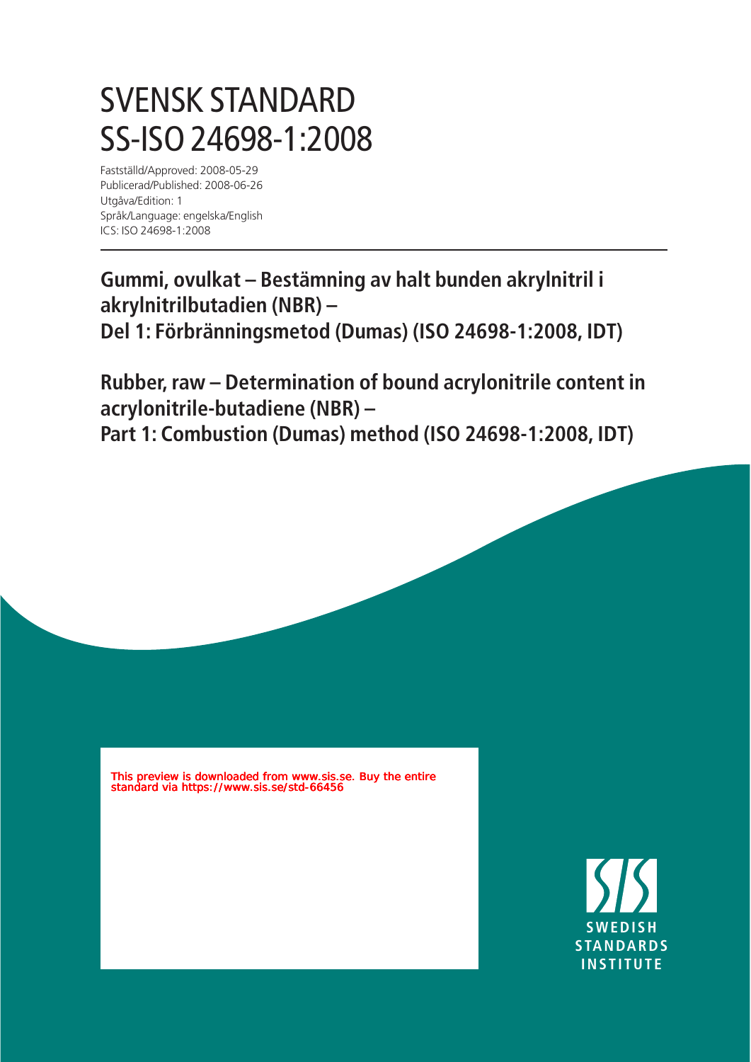# SVENSK STANDARD
# SS-ISO 24698-1:2008

Fastställd/Approved: 2008-05-29
Publicerad/Published: 2008-06-26
Utgåva/Edition: 1
Språk/Language: engelska/English
ICS: ISO 24698-1:2008

## Gummi, ovulkat – Bestämning av halt bunden akrylnitril i akrylnitrilbutadien (NBR) – Del 1: Förbränningsmetod (Dumas) (ISO 24698-1:2008, IDT)

## Rubber, raw – Determination of bound acrylonitrile content in acrylonitrile-butadiene (NBR) – Part 1: Combustion (Dumas) method (ISO 24698-1:2008, IDT)

This preview is downloaded from www.sis.se. Buy the entire standard via https://www.sis.se/std-66456

SWEDISH STANDARDS INSTITUTE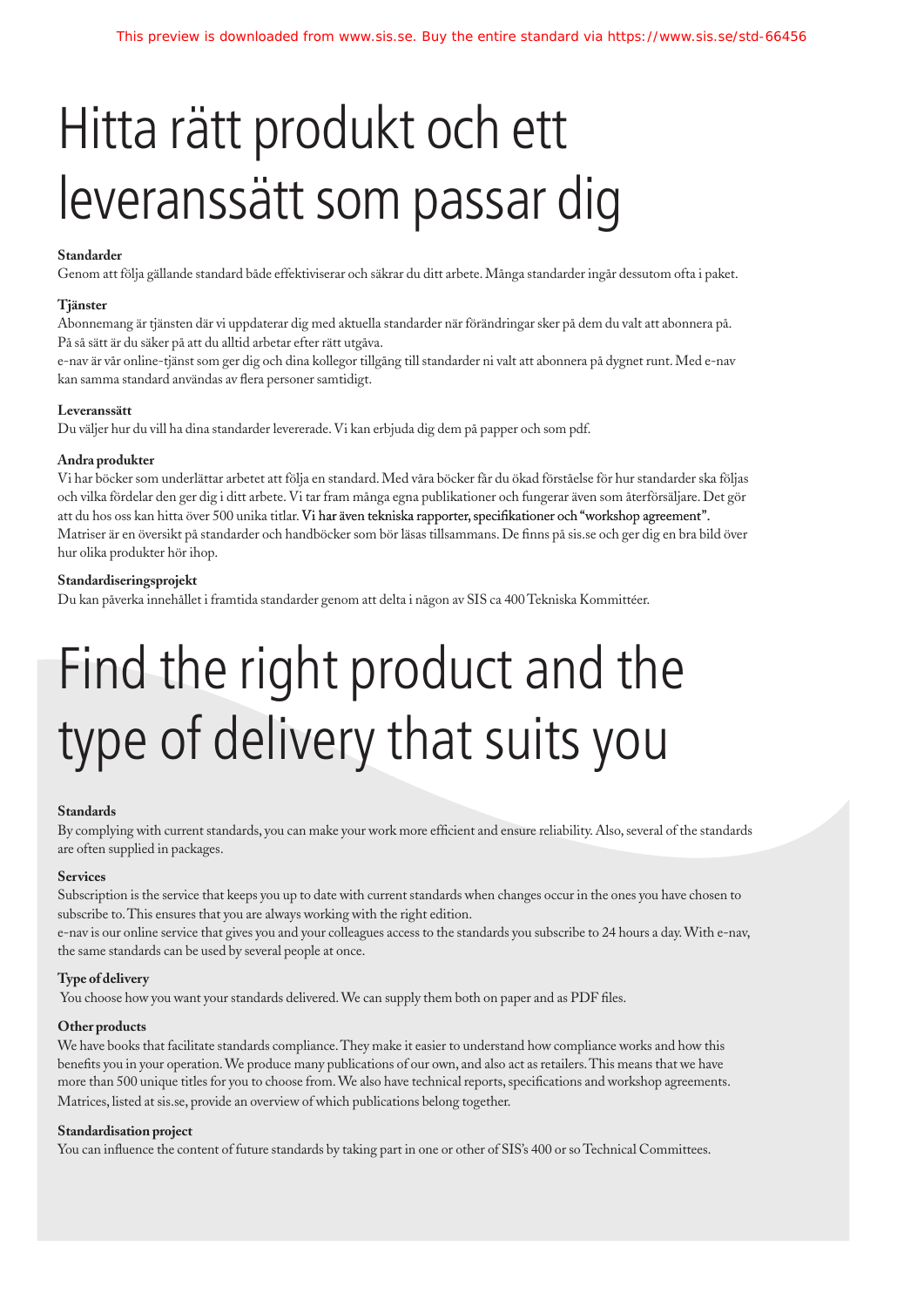# Hitta rätt produkt och ett leveranssätt som passar dig

**Standarder**

Genom att följa gällande standard både effektiviserar och säkrar du ditt arbete. Många standarder ingår dessutom ofta i paket.

**Tjänster**

Abonnemang är tjänsten där vi uppdaterar dig med aktuella standarder när förändringar sker på dem du valt att abonnera på. På så sätt är du säker på att du alltid arbetar efter rätt utgåva.

e-nav är vår online-tjänst som ger dig och dina kollegor tillgång till standarder ni valt att abonnera på dygnet runt. Med e-nav kan samma standard användas av flera personer samtidigt.

**Leveranssätt**

Du väljer hur du vill ha dina standarder levererade. Vi kan erbjuda dig dem på papper och som pdf.

**Andra produkter**

Vi har böcker som underlättar arbetet att följa en standard. Med våra böcker får du ökad förståelse för hur standarder ska följas och vilka fördelar den ger dig i ditt arbete. Vi tar fram många egna publikationer och fungerar även som återförsäljare. Det gör att du hos oss kan hitta över 500 unika titlar. Vi har även tekniska rapporter, specifikationer och "workshop agreement". Matriser är en översikt på standarder och handböcker som bör läsas tillsammans. De finns på sis.se och ger dig en bra bild över hur olika produkter hör ihop.

**Standardiseringsprojekt**

Du kan påverka innehållet i framtida standarder genom att delta i någon av SIS ca 400 Tekniska Kommittéer.

# Find the right product and the type of delivery that suits you

**Standards**

By complying with current standards, you can make your work more efficient and ensure reliability. Also, several of the standards are often supplied in packages.

**Services**

Subscription is the service that keeps you up to date with current standards when changes occur in the ones you have chosen to subscribe to. This ensures that you are always working with the right edition.

e-nav is our online service that gives you and your colleagues access to the standards you subscribe to 24 hours a day. With e-nav, the same standards can be used by several people at once.

**Type of delivery**

You choose how you want your standards delivered. We can supply them both on paper and as PDF files.

**Other products**

We have books that facilitate standards compliance. They make it easier to understand how compliance works and how this benefits you in your operation. We produce many publications of our own, and also act as retailers. This means that we have more than 500 unique titles for you to choose from. We also have technical reports, specifications and workshop agreements. Matrices, listed at sis.se, provide an overview of which publications belong together.

**Standardisation project**

You can influence the content of future standards by taking part in one or other of SIS's 400 or so Technical Committees.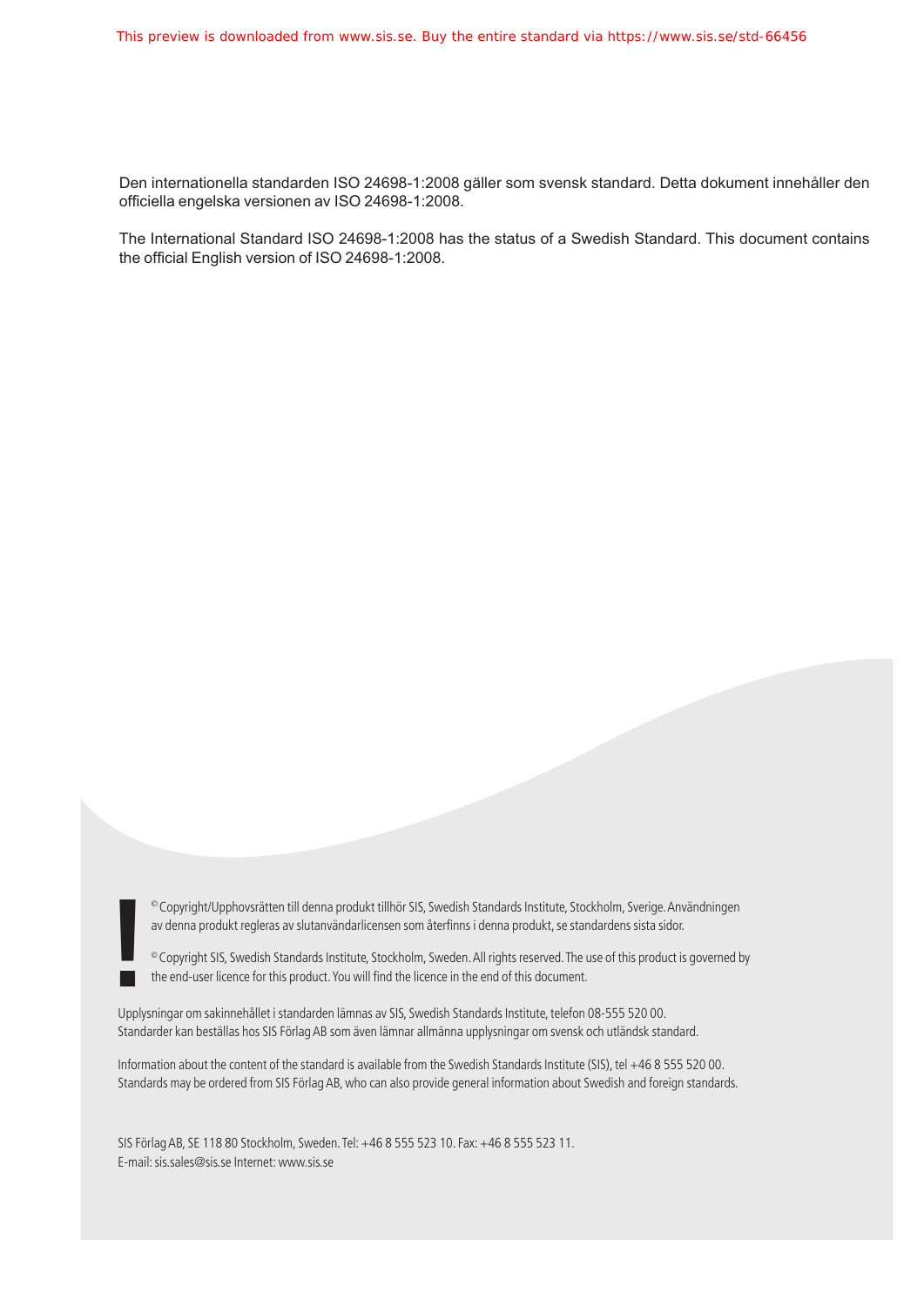Den internationella standarden ISO 24698-1:2008 gäller som svensk standard. Detta dokument innehåller den officiella engelska versionen av ISO 24698-1:2008.

The International Standard ISO 24698-1:2008 has the status of a Swedish Standard. This document contains the official English version of ISO 24698-1:2008.

© Copyright/Upphovsrätten till denna produkt tillhör SIS, Swedish Standards Institute, Stockholm, Sverige. Användningen av denna produkt regleras av slutanvändarlicensen som återfinns i denna produkt, se standardens sista sidor.

© Copyright SIS, Swedish Standards Institute, Stockholm, Sweden. All rights reserved. The use of this product is governed by the end-user licence for this product. You will find the licence in the end of this document.

Upplysningar om sakinnehållet i standarden lämnas av SIS, Swedish Standards Institute, telefon 08-555 520 00.
Standarder kan beställas hos SIS Förlag AB som även lämnar allmänna upplysningar om svensk och utländsk standard.

Information about the content of the standard is available from the Swedish Standards Institute (SIS), tel +46 8 555 520 00.
Standards may be ordered from SIS Förlag AB, who can also provide general information about Swedish and foreign standards.

SIS Förlag AB, SE 118 80 Stockholm, Sweden. Tel: +46 8 555 523 10. Fax: +46 8 555 523 11.
E-mail: sis.sales@sis.se Internet: www.sis.se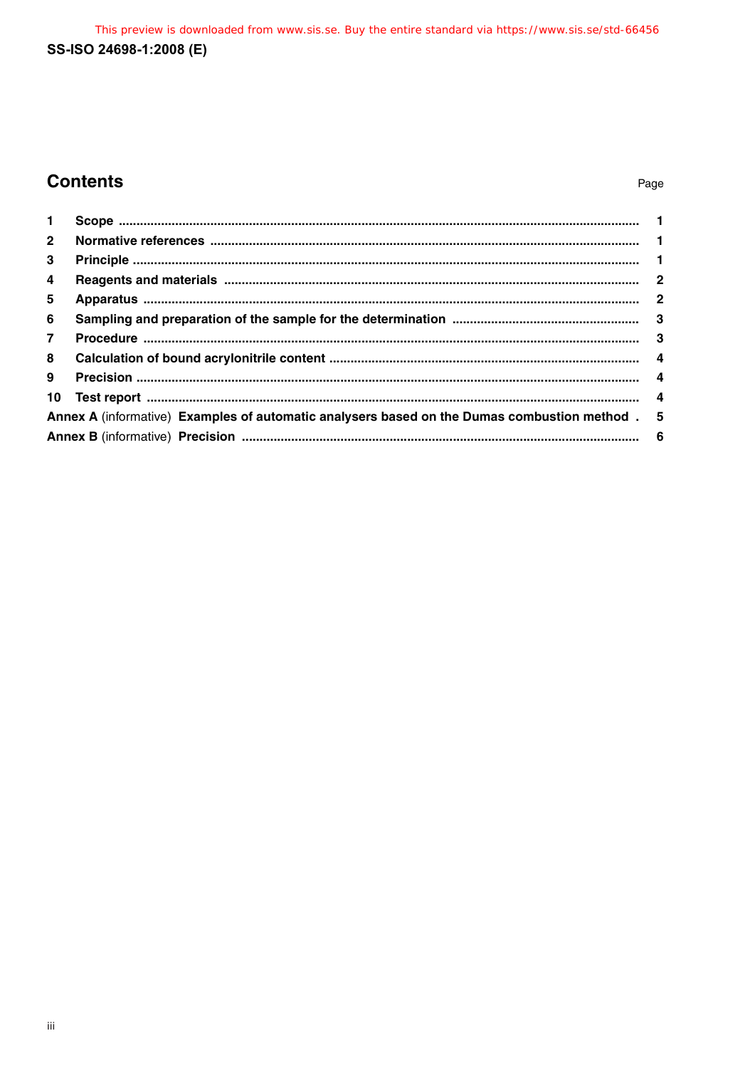## Contents

| | | Page |
|---|---|---|
| 1 | Scope | 1 |
| 2 | Normative references | 1 |
| 3 | Principle | 1 |
| 4 | Reagents and materials | 2 |
| 5 | Apparatus | 2 |
| 6 | Sampling and preparation of the sample for the determination | 3 |
| 7 | Procedure | 3 |
| 8 | Calculation of bound acrylonitrile content | 4 |
| 9 | Precision | 4 |
| 10 | Test report | 4 |
| Annex A (informative) | Examples of automatic analysers based on the Dumas combustion method | 5 |
| Annex B (informative) | Precision | 6 |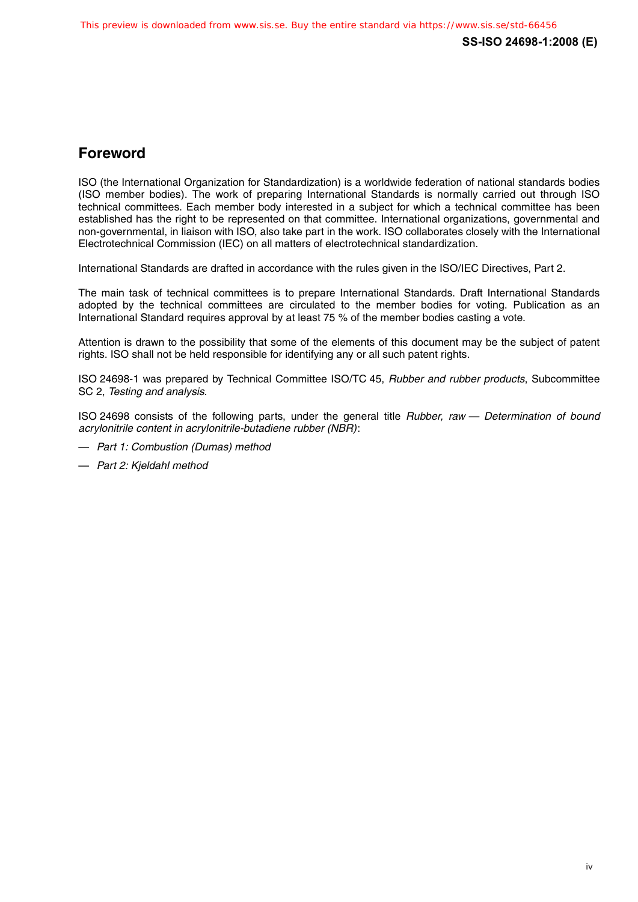## Foreword

ISO (the International Organization for Standardization) is a worldwide federation of national standards bodies (ISO member bodies). The work of preparing International Standards is normally carried out through ISO technical committees. Each member body interested in a subject for which a technical committee has been established has the right to be represented on that committee. International organizations, governmental and non-governmental, in liaison with ISO, also take part in the work. ISO collaborates closely with the International Electrotechnical Commission (IEC) on all matters of electrotechnical standardization.

International Standards are drafted in accordance with the rules given in the ISO/IEC Directives, Part 2.

The main task of technical committees is to prepare International Standards. Draft International Standards adopted by the technical committees are circulated to the member bodies for voting. Publication as an International Standard requires approval by at least 75 % of the member bodies casting a vote.

Attention is drawn to the possibility that some of the elements of this document may be the subject of patent rights. ISO shall not be held responsible for identifying any or all such patent rights.

ISO 24698-1 was prepared by Technical Committee ISO/TC 45, *Rubber and rubber products*, Subcommittee SC 2, *Testing and analysis*.

ISO 24698 consists of the following parts, under the general title *Rubber, raw — Determination of bound acrylonitrile content in acrylonitrile-butadiene rubber (NBR)*:

— *Part 1: Combustion (Dumas) method*

— *Part 2: Kjeldahl method*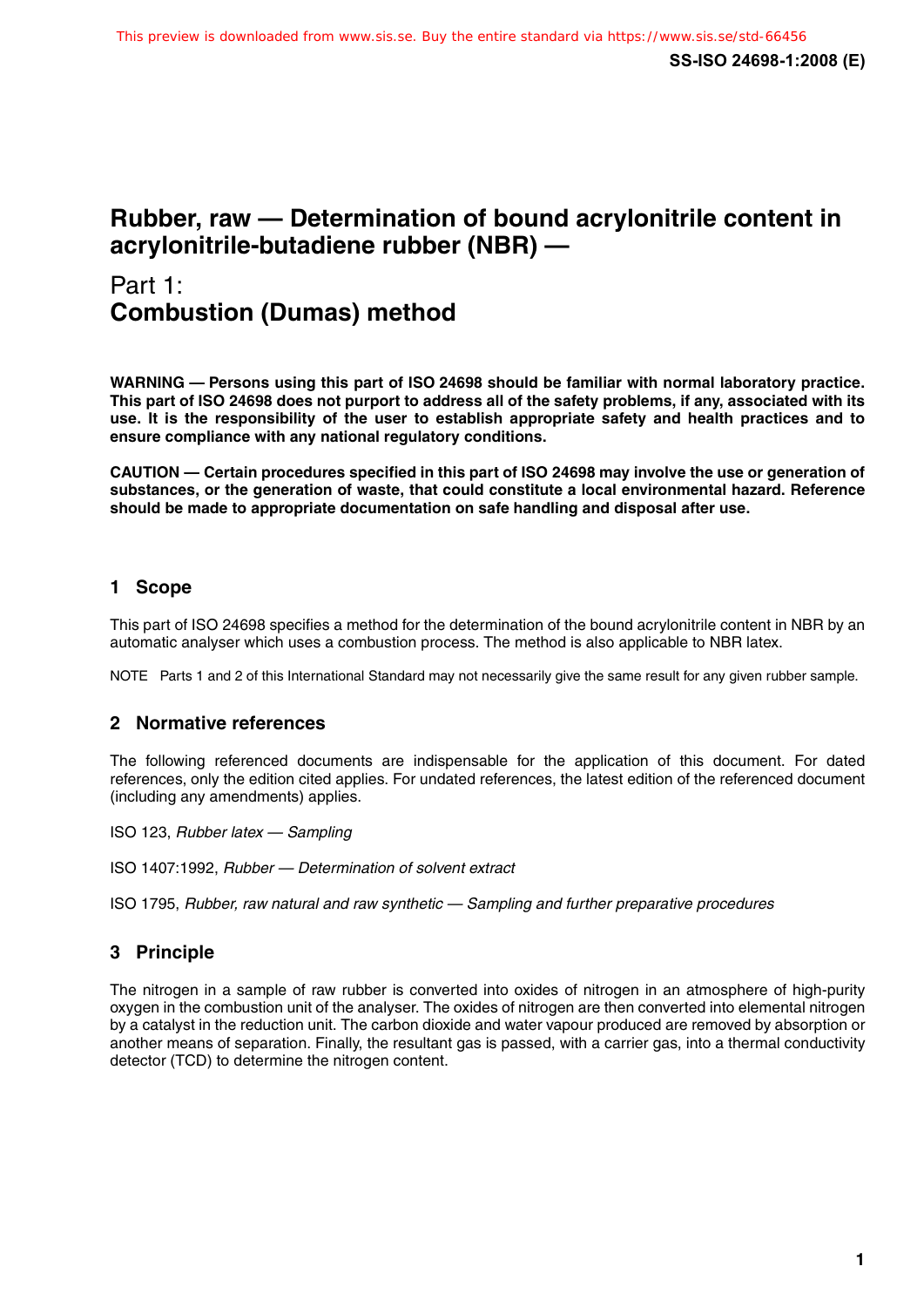# Rubber, raw — Determination of bound acrylonitrile content in acrylonitrile-butadiene rubber (NBR) —

## Part 1:
## Combustion (Dumas) method

**WARNING — Persons using this part of ISO 24698 should be familiar with normal laboratory practice. This part of ISO 24698 does not purport to address all of the safety problems, if any, associated with its use. It is the responsibility of the user to establish appropriate safety and health practices and to ensure compliance with any national regulatory conditions.**

**CAUTION — Certain procedures specified in this part of ISO 24698 may involve the use or generation of substances, or the generation of waste, that could constitute a local environmental hazard. Reference should be made to appropriate documentation on safe handling and disposal after use.**

### 1 Scope

This part of ISO 24698 specifies a method for the determination of the bound acrylonitrile content in NBR by an automatic analyser which uses a combustion process. The method is also applicable to NBR latex.

NOTE Parts 1 and 2 of this International Standard may not necessarily give the same result for any given rubber sample.

### 2 Normative references

The following referenced documents are indispensable for the application of this document. For dated references, only the edition cited applies. For undated references, the latest edition of the referenced document (including any amendments) applies.

ISO 123, *Rubber latex — Sampling*

ISO 1407:1992, *Rubber — Determination of solvent extract*

ISO 1795, *Rubber, raw natural and raw synthetic — Sampling and further preparative procedures*

### 3 Principle

The nitrogen in a sample of raw rubber is converted into oxides of nitrogen in an atmosphere of high-purity oxygen in the combustion unit of the analyser. The oxides of nitrogen are then converted into elemental nitrogen by a catalyst in the reduction unit. The carbon dioxide and water vapour produced are removed by absorption or another means of separation. Finally, the resultant gas is passed, with a carrier gas, into a thermal conductivity detector (TCD) to determine the nitrogen content.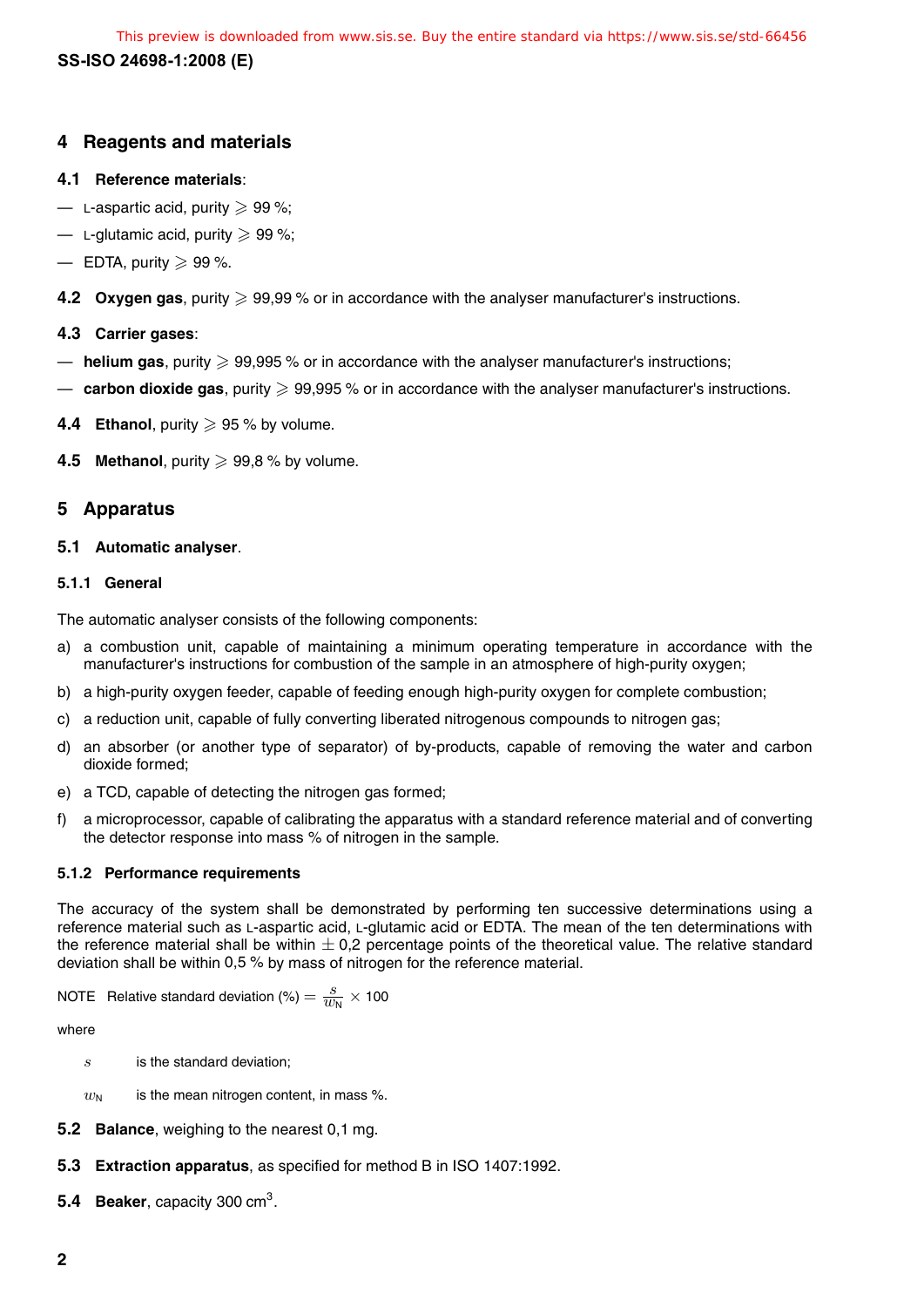## 4 Reagents and materials

### 4.1 Reference materials:

— L-aspartic acid, purity ⩾ 99 %;

— L-glutamic acid, purity ⩾ 99 %;

— EDTA, purity ⩾ 99 %.

**4.2 Oxygen gas**, purity ⩾ 99,99 % or in accordance with the analyser manufacturer's instructions.

### 4.3 Carrier gases:

— **helium gas**, purity ⩾ 99,995 % or in accordance with the analyser manufacturer's instructions;

— **carbon dioxide gas**, purity ⩾ 99,995 % or in accordance with the analyser manufacturer's instructions.

**4.4 Ethanol**, purity ⩾ 95 % by volume.

**4.5 Methanol**, purity ⩾ 99,8 % by volume.

## 5 Apparatus

### 5.1 Automatic analyser.

#### 5.1.1 General

The automatic analyser consists of the following components:

a) a combustion unit, capable of maintaining a minimum operating temperature in accordance with the manufacturer's instructions for combustion of the sample in an atmosphere of high-purity oxygen;

b) a high-purity oxygen feeder, capable of feeding enough high-purity oxygen for complete combustion;

c) a reduction unit, capable of fully converting liberated nitrogenous compounds to nitrogen gas;

d) an absorber (or another type of separator) of by-products, capable of removing the water and carbon dioxide formed;

e) a TCD, capable of detecting the nitrogen gas formed;

f) a microprocessor, capable of calibrating the apparatus with a standard reference material and of converting the detector response into mass % of nitrogen in the sample.

#### 5.1.2 Performance requirements

The accuracy of the system shall be demonstrated by performing ten successive determinations using a reference material such as L-aspartic acid, L-glutamic acid or EDTA. The mean of the ten determinations with the reference material shall be within ± 0,2 percentage points of the theoretical value. The relative standard deviation shall be within 0,5 % by mass of nitrogen for the reference material.

NOTE Relative standard deviation (%) $= \frac{s}{w_N} \times 100$

where

$s$ is the standard deviation;

$w_N$ is the mean nitrogen content, in mass %.

**5.2 Balance**, weighing to the nearest 0,1 mg.

**5.3 Extraction apparatus**, as specified for method B in ISO 1407:1992.

**5.4 Beaker**, capacity 300 $cm^3$.